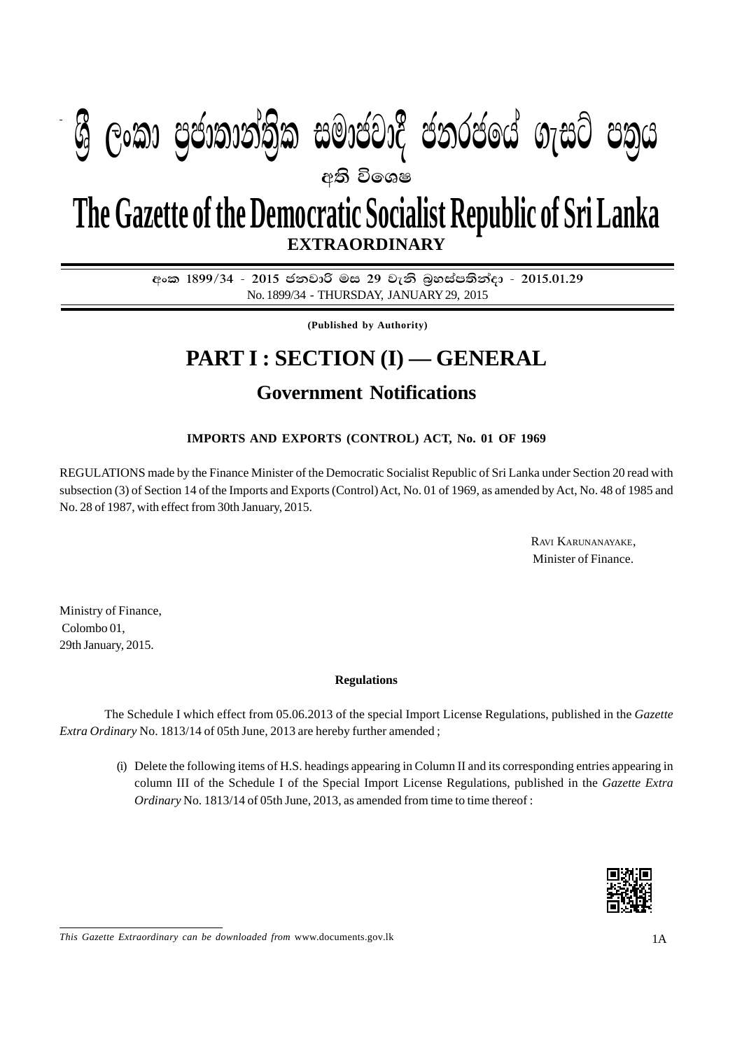# ශ්‍රී ලංකා ප්‍රජාතාන්ත්‍රික සමාජවාදී ජනරජයේ ගැසට් පත්‍රය

අති විශෙෂ

# The Gazette of the Democratic Socialist Republic of Sri Lanka

**EXTRAORDINARY**

අංක 1899/34 - 2015 ජනවාරි මස 29 වැනි බ්‍රහස්පතින්දා - 2015.01.29

No. 1899/34 - THURSDAY, JANUARY 29, 2015

**(Published by Authority)**

# PART I : SECTION (I) — GENERAL

## Government Notifications

**IMPORTS AND EXPORTS (CONTROL) ACT, No. 01 OF 1969**

REGULATIONS made by the Finance Minister of the Democratic Socialist Republic of Sri Lanka under Section 20 read with subsection (3) of Section 14 of the Imports and Exports (Control) Act, No. 01 of 1969, as amended by Act, No. 48 of 1985 and No. 28 of 1987, with effect from 30th January, 2015.

RAVI KARUNANAYAKE,
Minister of Finance.

Ministry of Finance,
Colombo 01,
29th January, 2015.

**Regulations**

The Schedule I which effect from 05.06.2013 of the special Import License Regulations, published in the *Gazette Extra Ordinary* No. 1813/14 of 05th June, 2013 are hereby further amended ;

(i) Delete the following items of H.S. headings appearing in Column II and its corresponding entries appearing in column III of the Schedule I of the Special Import License Regulations, published in the *Gazette Extra Ordinary* No. 1813/14 of 05th June, 2013, as amended from time to time thereof :

*This Gazette Extraordinary can be downloaded from* www.documents.gov.lk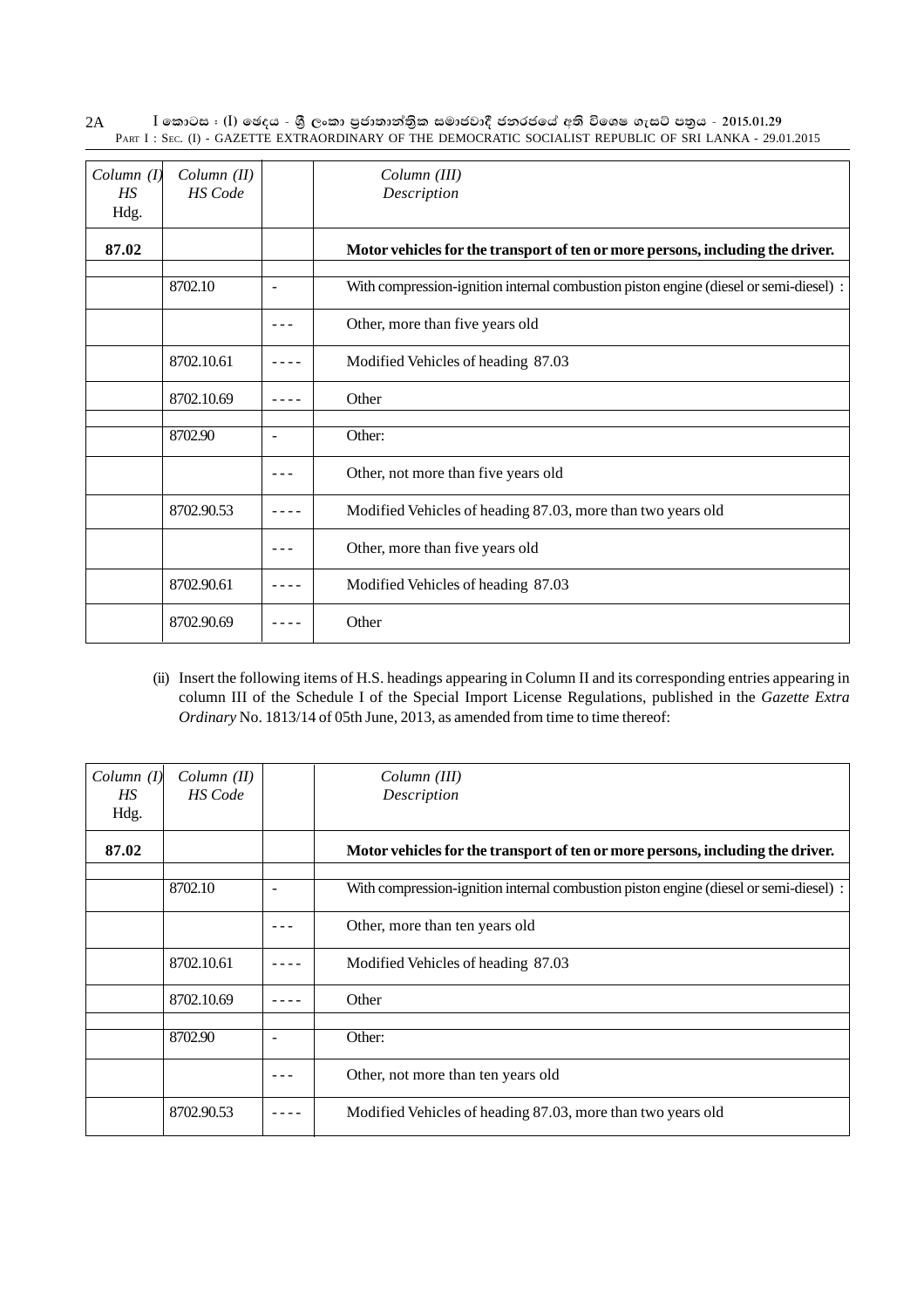| Column (I) HS Hdg. | Column (II) HS Code | | Column (III) Description |
|---|---|---|---|
| **87.02** | | | **Motor vehicles for the transport of ten or more persons, including the driver.** |
| | 8702.10 | - | With compression-ignition internal combustion piston engine (diesel or semi-diesel) : |
| | | - - - | Other, more than five years old |
| | 8702.10.61 | - - - - | Modified Vehicles of heading 87.03 |
| | 8702.10.69 | - - - - | Other |
| | 8702.90 | - | Other: |
| | | - - - | Other, not more than five years old |
| | 8702.90.53 | - - - - | Modified Vehicles of heading 87.03, more than two years old |
| | | - - - | Other, more than five years old |
| | 8702.90.61 | - - - - | Modified Vehicles of heading 87.03 |
| | 8702.90.69 | - - - - | Other |

(ii) Insert the following items of H.S. headings appearing in Column II and its corresponding entries appearing in column III of the Schedule I of the Special Import License Regulations, published in the *Gazette Extra Ordinary* No. 1813/14 of 05th June, 2013, as amended from time to time thereof:

| Column (I) HS Hdg. | Column (II) HS Code | | Column (III) Description |
|---|---|---|---|
| **87.02** | | | **Motor vehicles for the transport of ten or more persons, including the driver.** |
| | 8702.10 | - | With compression-ignition internal combustion piston engine (diesel or semi-diesel) : |
| | | - - - | Other, more than ten years old |
| | 8702.10.61 | - - - - | Modified Vehicles of heading 87.03 |
| | 8702.10.69 | - - - - | Other |
| | 8702.90 | - | Other: |
| | | - - - | Other, not more than ten years old |
| | 8702.90.53 | - - - - | Modified Vehicles of heading 87.03, more than two years old |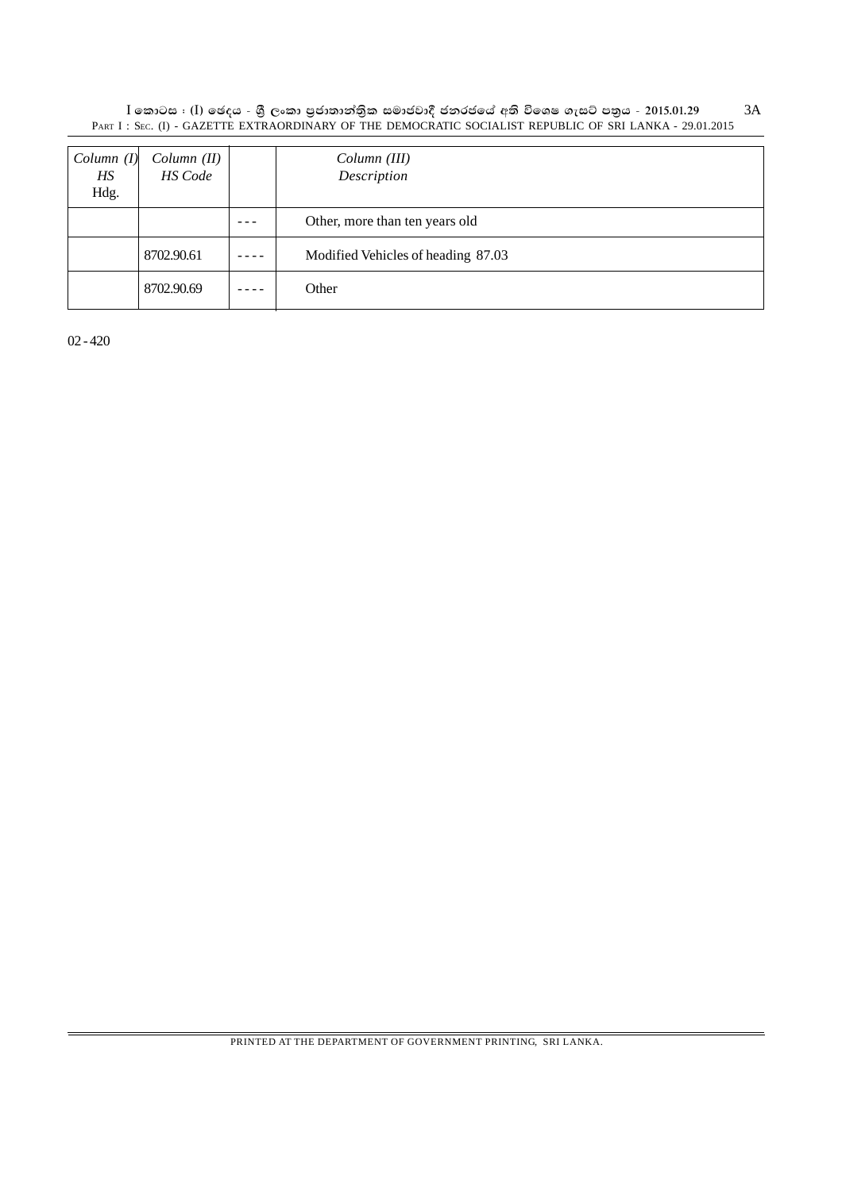| *Column (I) HS* Hdg. | *Column (II) HS Code* | | *Column (III) Description* |
|---|---|---|---|
| | | - - - | Other, more than ten years old |
| | 8702.90.61 | - - - - | Modified Vehicles of heading 87.03 |
| | 8702.90.69 | - - - - | Other |

02 - 420

PRINTED AT THE DEPARTMENT OF GOVERNMENT PRINTING, SRI LANKA.